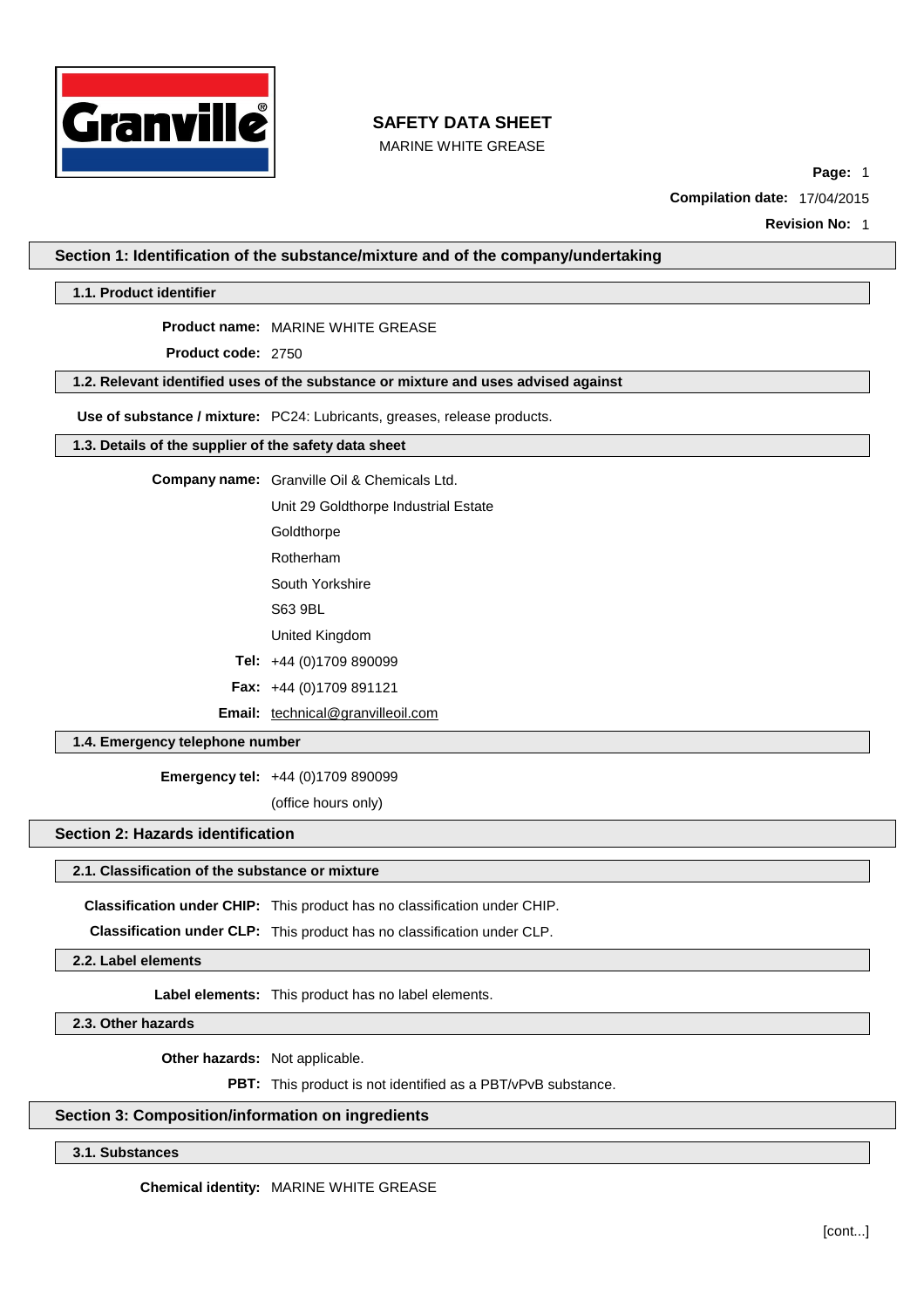# SAFETY DATA SHEET

MARINE WHITE GREASE

**Compilation date:** 17/04/2015

**Revision No:** 1

## Section 1: Identification of the substance/mixture and of the company/undertaking

### 1.1. Product identifier

**Product name:** MARINE WHITE GREASE

**Product code:** 2750

### 1.2. Relevant identified uses of the substance or mixture and uses advised against

**Use of substance / mixture:** PC24: Lubricants, greases, release products.

### 1.3. Details of the supplier of the safety data sheet

**Company name:** Granville Oil & Chemicals Ltd.

Unit 29 Goldthorpe Industrial Estate

Goldthorpe

Rotherham

South Yorkshire

S63 9BL

United Kingdom

**Tel:** +44 (0)1709 890099

**Fax:** +44 (0)1709 891121

**Email:** technical@granvilleoil.com

### 1.4. Emergency telephone number

**Emergency tel:** +44 (0)1709 890099

(office hours only)

## Section 2: Hazards identification

### 2.1. Classification of the substance or mixture

**Classification under CHIP:** This product has no classification under CHIP.

**Classification under CLP:** This product has no classification under CLP.

### 2.2. Label elements

**Label elements:** This product has no label elements.

### 2.3. Other hazards

**Other hazards:** Not applicable.

**PBT:** This product is not identified as a PBT/vPvB substance.

## Section 3: Composition/information on ingredients

### 3.1. Substances

**Chemical identity:** MARINE WHITE GREASE

[cont...]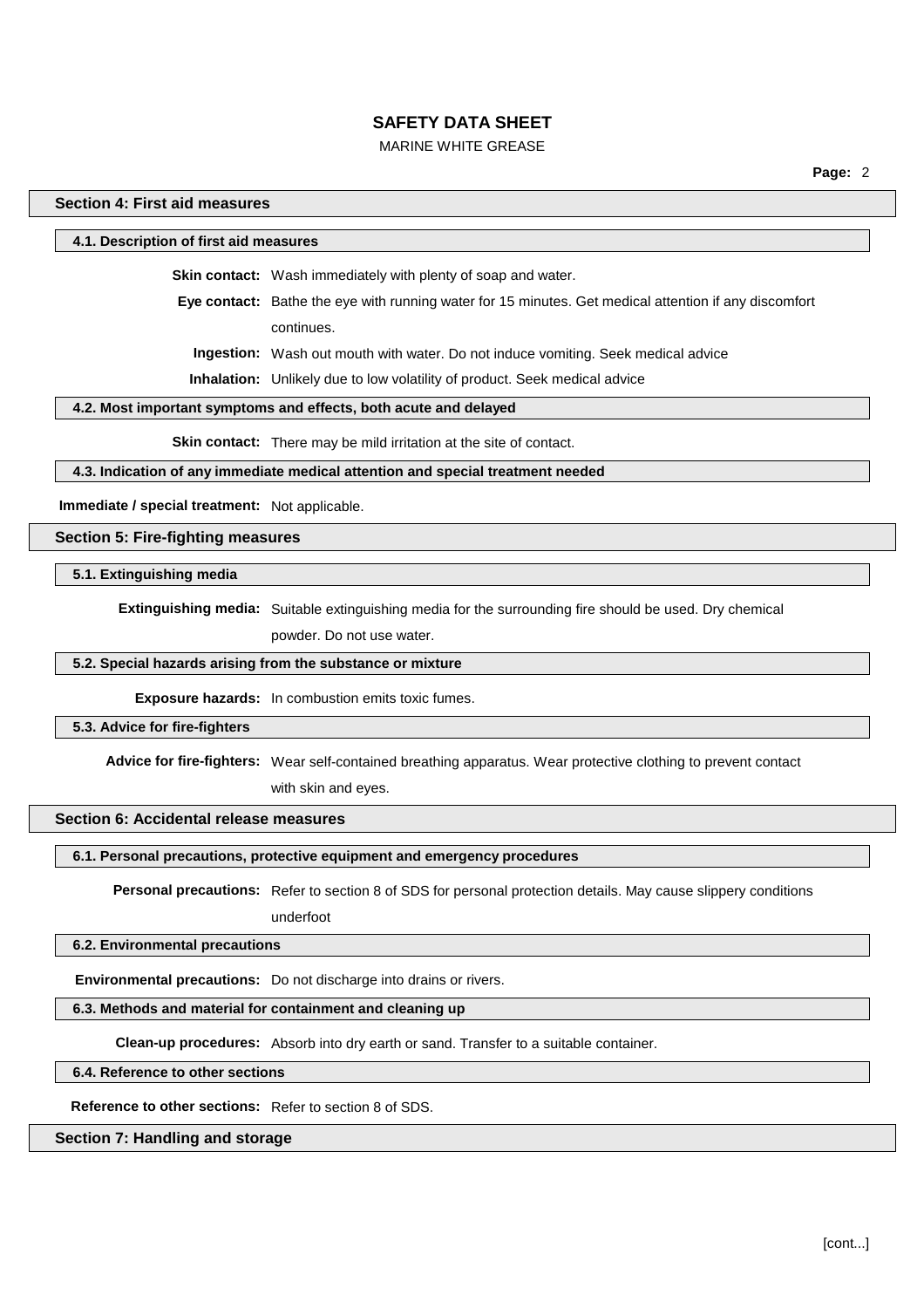## Section 4: First aid measures

### 4.1. Description of first aid measures

**Skin contact:** Wash immediately with plenty of soap and water.

**Eye contact:** Bathe the eye with running water for 15 minutes. Get medical attention if any discomfort continues.

**Ingestion:** Wash out mouth with water. Do not induce vomiting. Seek medical advice

**Inhalation:** Unlikely due to low volatility of product. Seek medical advice

### 4.2. Most important symptoms and effects, both acute and delayed

**Skin contact:** There may be mild irritation at the site of contact.

### 4.3. Indication of any immediate medical attention and special treatment needed

**Immediate / special treatment:** Not applicable.

## Section 5: Fire-fighting measures

### 5.1. Extinguishing media

**Extinguishing media:** Suitable extinguishing media for the surrounding fire should be used. Dry chemical powder. Do not use water.

### 5.2. Special hazards arising from the substance or mixture

**Exposure hazards:** In combustion emits toxic fumes.

### 5.3. Advice for fire-fighters

**Advice for fire-fighters:** Wear self-contained breathing apparatus. Wear protective clothing to prevent contact with skin and eyes.

## Section 6: Accidental release measures

### 6.1. Personal precautions, protective equipment and emergency procedures

**Personal precautions:** Refer to section 8 of SDS for personal protection details. May cause slippery conditions underfoot

### 6.2. Environmental precautions

**Environmental precautions:** Do not discharge into drains or rivers.

### 6.3. Methods and material for containment and cleaning up

**Clean-up procedures:** Absorb into dry earth or sand. Transfer to a suitable container.

### 6.4. Reference to other sections

**Reference to other sections:** Refer to section 8 of SDS.

## Section 7: Handling and storage

[cont...]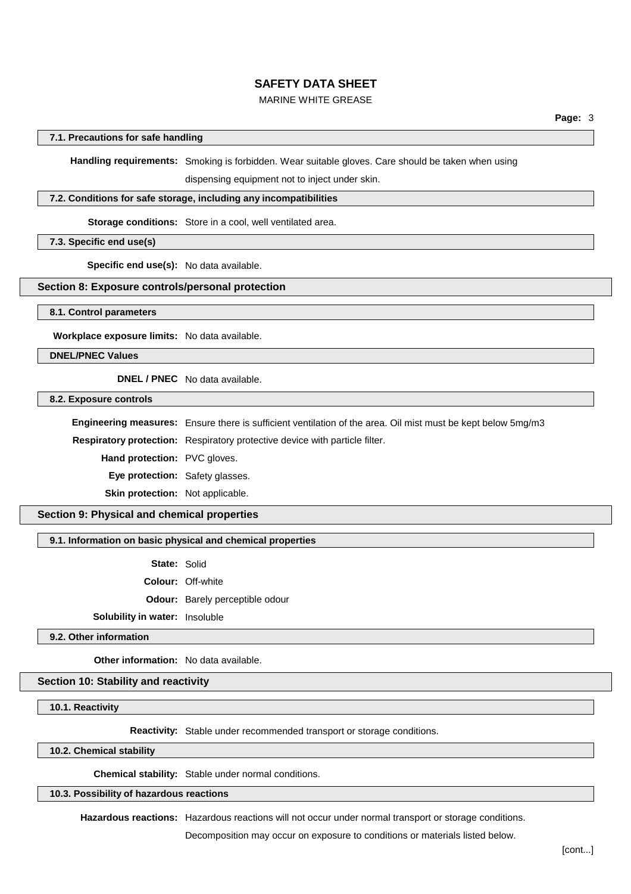### 7.1. Precautions for safe handling

**Handling requirements:** Smoking is forbidden. Wear suitable gloves. Care should be taken when using dispensing equipment not to inject under skin.

### 7.2. Conditions for safe storage, including any incompatibilities

**Storage conditions:** Store in a cool, well ventilated area.

### 7.3. Specific end use(s)

**Specific end use(s):** No data available.

## Section 8: Exposure controls/personal protection

### 8.1. Control parameters

**Workplace exposure limits:** No data available.

### DNEL/PNEC Values

**DNEL / PNEC** No data available.

### 8.2. Exposure controls

**Engineering measures:** Ensure there is sufficient ventilation of the area. Oil mist must be kept below 5mg/m3

**Respiratory protection:** Respiratory protective device with particle filter.

**Hand protection:** PVC gloves.

**Eye protection:** Safety glasses.

**Skin protection:** Not applicable.

## Section 9: Physical and chemical properties

### 9.1. Information on basic physical and chemical properties

**State:** Solid

**Colour:** Off-white

**Odour:** Barely perceptible odour

**Solubility in water:** Insoluble

### 9.2. Other information

**Other information:** No data available.

## Section 10: Stability and reactivity

### 10.1. Reactivity

**Reactivity:** Stable under recommended transport or storage conditions.

### 10.2. Chemical stability

**Chemical stability:** Stable under normal conditions.

### 10.3. Possibility of hazardous reactions

**Hazardous reactions:** Hazardous reactions will not occur under normal transport or storage conditions.

Decomposition may occur on exposure to conditions or materials listed below.

[cont...]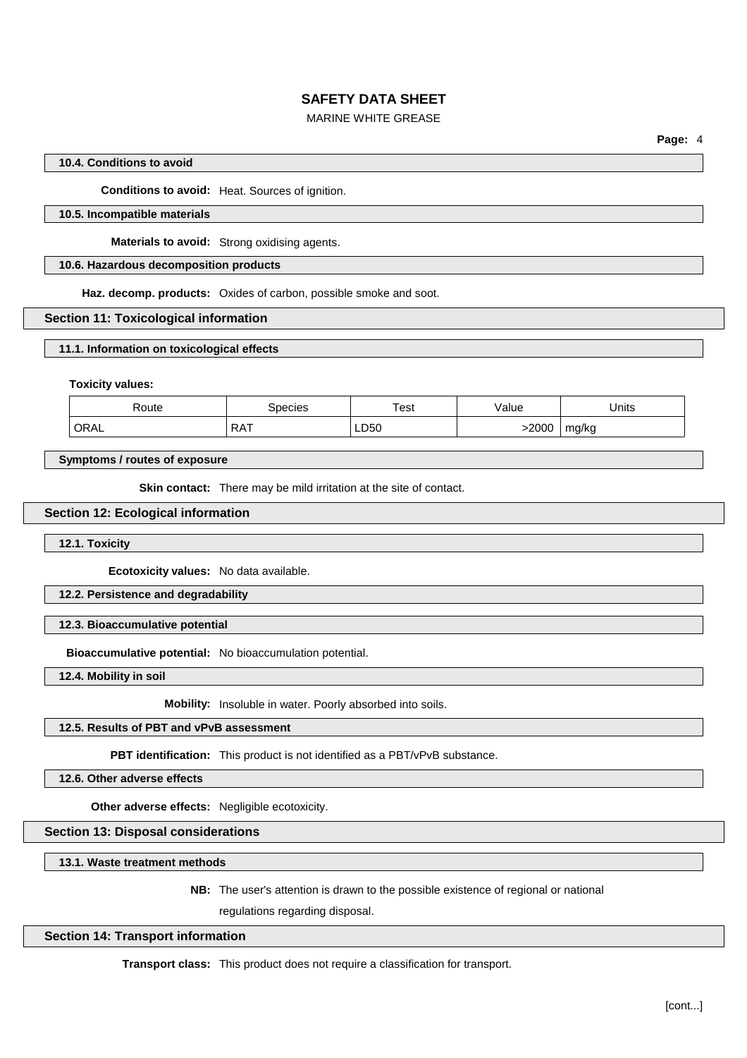#### 10.4. Conditions to avoid

**Conditions to avoid:** Heat. Sources of ignition.

#### 10.5. Incompatible materials

**Materials to avoid:** Strong oxidising agents.

#### 10.6. Hazardous decomposition products

**Haz. decomp. products:** Oxides of carbon, possible smoke and soot.

### Section 11: Toxicological information

#### 11.1. Information on toxicological effects

**Toxicity values:**

| Route | Species | Test | Value | Units |
|---|---|---|---|---|
| ORAL | RAT | LD50 | >2000 | mg/kg |

#### Symptoms / routes of exposure

**Skin contact:** There may be mild irritation at the site of contact.

### Section 12: Ecological information

#### 12.1. Toxicity

**Ecotoxicity values:** No data available.

#### 12.2. Persistence and degradability

#### 12.3. Bioaccumulative potential

**Bioaccumulative potential:** No bioaccumulation potential.

#### 12.4. Mobility in soil

**Mobility:** Insoluble in water. Poorly absorbed into soils.

#### 12.5. Results of PBT and vPvB assessment

**PBT identification:** This product is not identified as a PBT/vPvB substance.

#### 12.6. Other adverse effects

**Other adverse effects:** Negligible ecotoxicity.

### Section 13: Disposal considerations

#### 13.1. Waste treatment methods

**NB:** The user's attention is drawn to the possible existence of regional or national regulations regarding disposal.

### Section 14: Transport information

**Transport class:** This product does not require a classification for transport.

[cont...]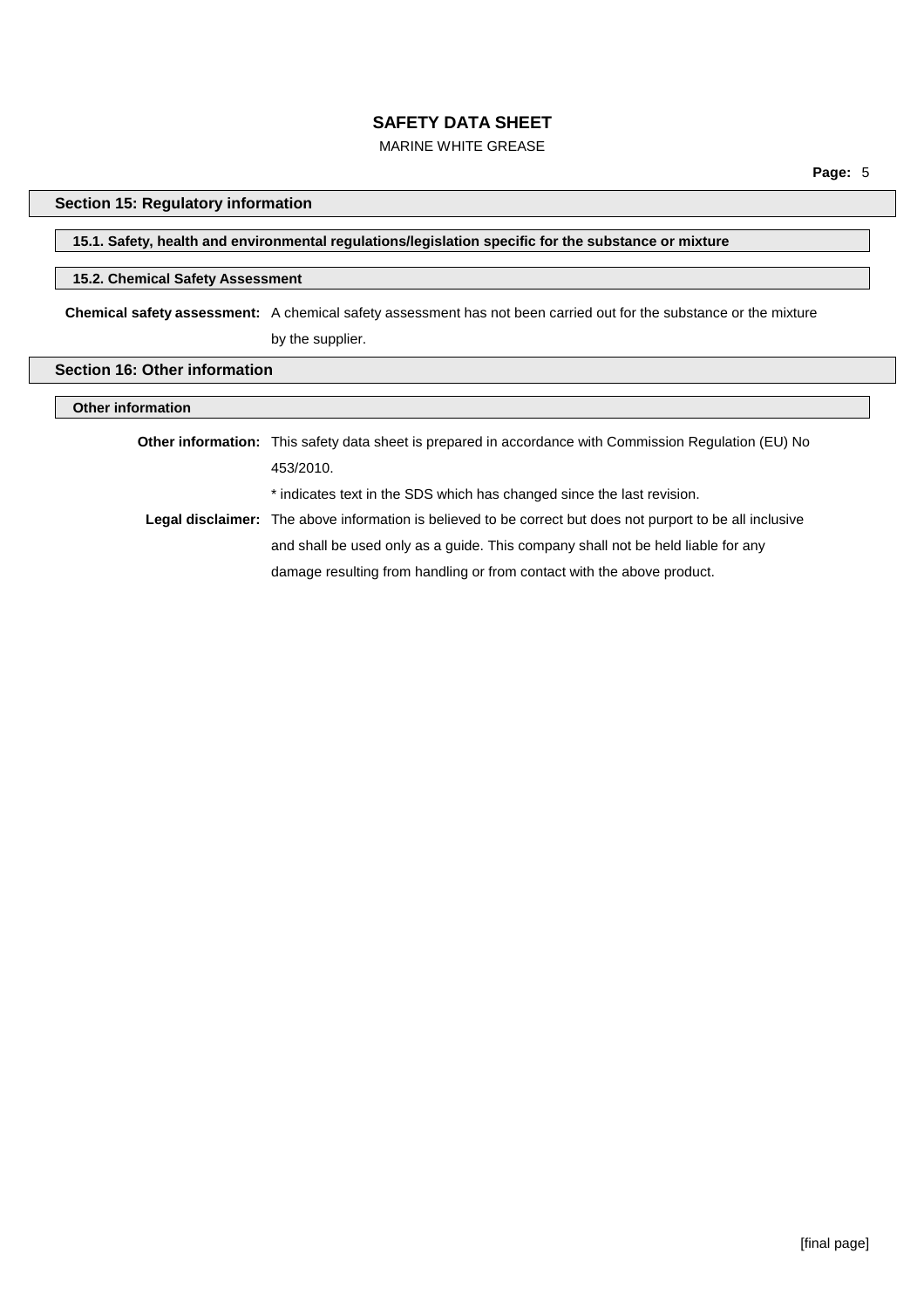## Section 15: Regulatory information

### 15.1. Safety, health and environmental regulations/legislation specific for the substance or mixture

### 15.2. Chemical Safety Assessment

**Chemical safety assessment:** A chemical safety assessment has not been carried out for the substance or the mixture by the supplier.

## Section 16: Other information

### Other information

**Other information:** This safety data sheet is prepared in accordance with Commission Regulation (EU) No 453/2010.

* indicates text in the SDS which has changed since the last revision.

**Legal disclaimer:** The above information is believed to be correct but does not purport to be all inclusive and shall be used only as a guide. This company shall not be held liable for any damage resulting from handling or from contact with the above product.

[final page]